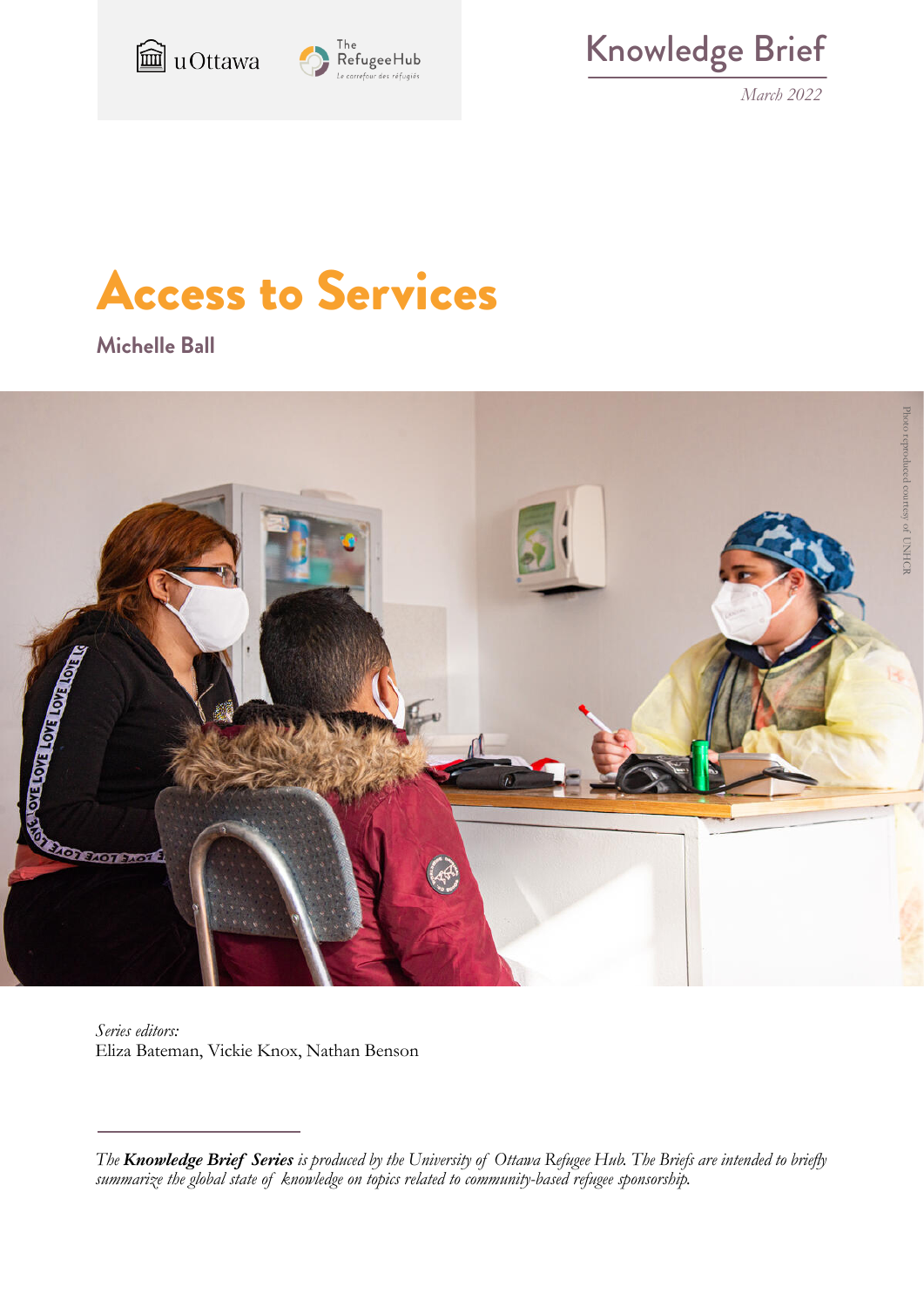uOttawa

The RefugeeHub
*Le carrefour des réfugiés*

Knowledge Brief

*March 2022*

# Access to Services

**Michelle Ball**

Photo reproduced courtesy of UNHCR

*Series editors:*
Eliza Bateman, Vickie Knox, Nathan Benson

*The **Knowledge Brief Series** is produced by the University of Ottawa Refugee Hub. The Briefs are intended to briefly summarize the global state of knowledge on topics related to community-based refugee sponsorship.*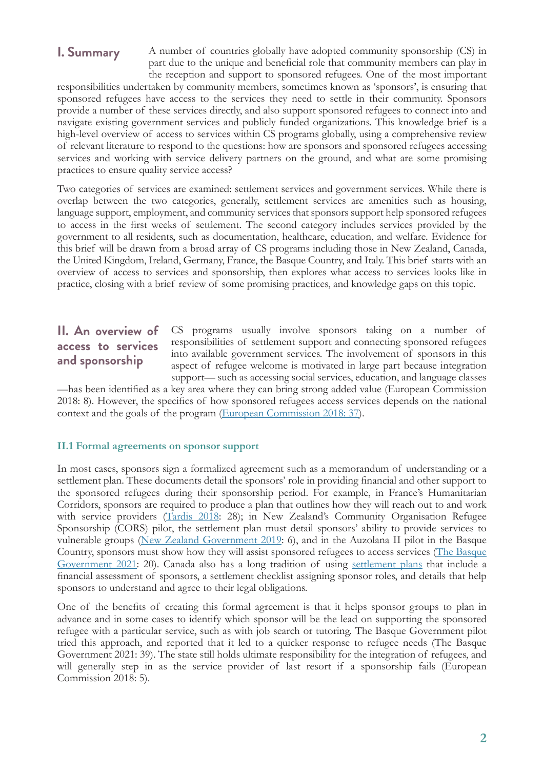## I. Summary

A number of countries globally have adopted community sponsorship (CS) in part due to the unique and beneficial role that community members can play in the reception and support to sponsored refugees. One of the most important responsibilities undertaken by community members, sometimes known as 'sponsors', is ensuring that sponsored refugees have access to the services they need to settle in their community. Sponsors provide a number of these services directly, and also support sponsored refugees to connect into and navigate existing government services and publicly funded organizations. This knowledge brief is a high-level overview of access to services within CS programs globally, using a comprehensive review of relevant literature to respond to the questions: how are sponsors and sponsored refugees accessing services and working with service delivery partners on the ground, and what are some promising practices to ensure quality service access?

Two categories of services are examined: settlement services and government services. While there is overlap between the two categories, generally, settlement services are amenities such as housing, language support, employment, and community services that sponsors support help sponsored refugees to access in the first weeks of settlement. The second category includes services provided by the government to all residents, such as documentation, healthcare, education, and welfare. Evidence for this brief will be drawn from a broad array of CS programs including those in New Zealand, Canada, the United Kingdom, Ireland, Germany, France, the Basque Country, and Italy. This brief starts with an overview of access to services and sponsorship, then explores what access to services looks like in practice, closing with a brief review of some promising practices, and knowledge gaps on this topic.

## II. An overview of access to services and sponsorship

CS programs usually involve sponsors taking on a number of responsibilities of settlement support and connecting sponsored refugees into available government services. The involvement of sponsors in this aspect of refugee welcome is motivated in large part because integration support— such as accessing social services, education, and language classes —has been identified as a key area where they can bring strong added value (European Commission 2018: 8). However, the specifics of how sponsored refugees access services depends on the national context and the goals of the program (European Commission 2018: 37).

### II.1 Formal agreements on sponsor support

In most cases, sponsors sign a formalized agreement such as a memorandum of understanding or a settlement plan. These documents detail the sponsors' role in providing financial and other support to the sponsored refugees during their sponsorship period. For example, in France's Humanitarian Corridors, sponsors are required to produce a plan that outlines how they will reach out to and work with service providers (Tardis 2018: 28); in New Zealand's Community Organisation Refugee Sponsorship (CORS) pilot, the settlement plan must detail sponsors' ability to provide services to vulnerable groups (New Zealand Government 2019: 6), and in the Auzolana II pilot in the Basque Country, sponsors must show how they will assist sponsored refugees to access services (The Basque Government 2021: 20). Canada also has a long tradition of using settlement plans that include a financial assessment of sponsors, a settlement checklist assigning sponsor roles, and details that help sponsors to understand and agree to their legal obligations.

One of the benefits of creating this formal agreement is that it helps sponsor groups to plan in advance and in some cases to identify which sponsor will be the lead on supporting the sponsored refugee with a particular service, such as with job search or tutoring. The Basque Government pilot tried this approach, and reported that it led to a quicker response to refugee needs (The Basque Government 2021: 39). The state still holds ultimate responsibility for the integration of refugees, and will generally step in as the service provider of last resort if a sponsorship fails (European Commission 2018: 5).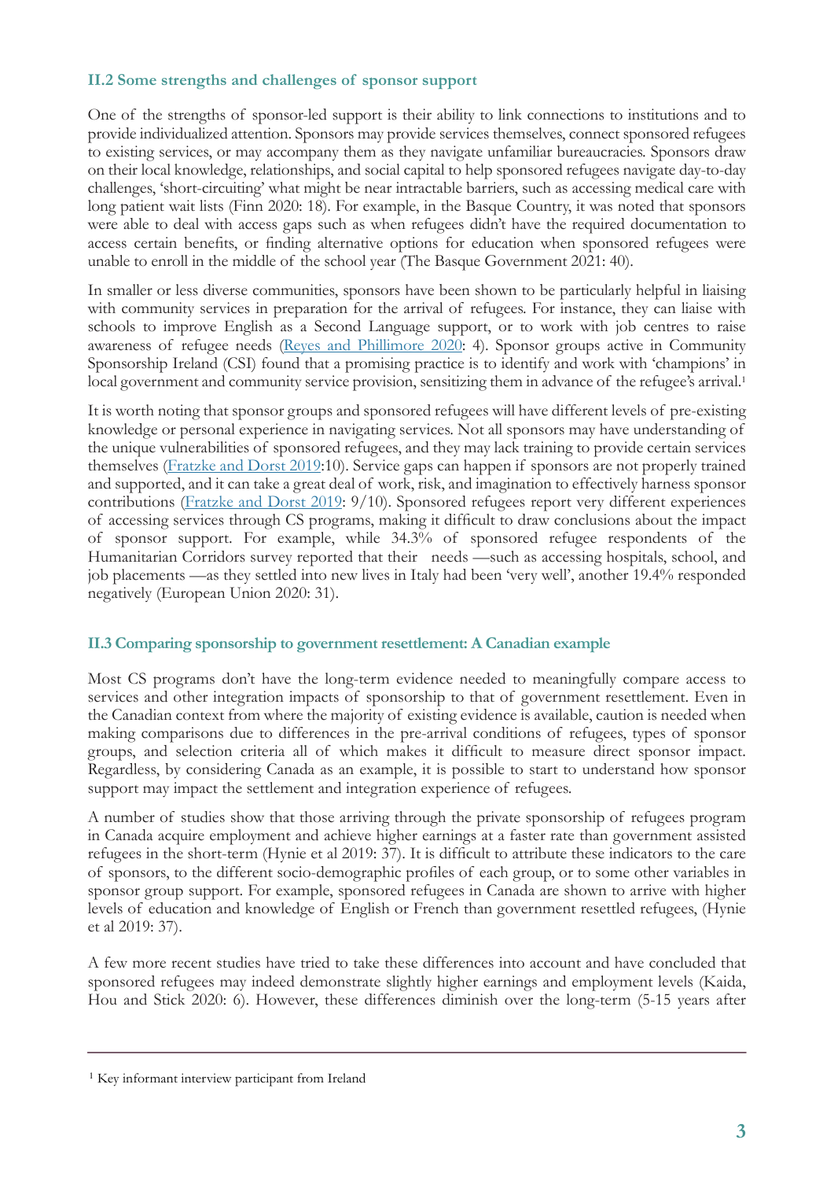### II.2 Some strengths and challenges of sponsor support

One of the strengths of sponsor-led support is their ability to link connections to institutions and to provide individualized attention. Sponsors may provide services themselves, connect sponsored refugees to existing services, or may accompany them as they navigate unfamiliar bureaucracies. Sponsors draw on their local knowledge, relationships, and social capital to help sponsored refugees navigate day-to-day challenges, 'short-circuiting' what might be near intractable barriers, such as accessing medical care with long patient wait lists (Finn 2020: 18). For example, in the Basque Country, it was noted that sponsors were able to deal with access gaps such as when refugees didn't have the required documentation to access certain benefits, or finding alternative options for education when sponsored refugees were unable to enroll in the middle of the school year (The Basque Government 2021: 40).

In smaller or less diverse communities, sponsors have been shown to be particularly helpful in liaising with community services in preparation for the arrival of refugees. For instance, they can liaise with schools to improve English as a Second Language support, or to work with job centres to raise awareness of refugee needs (Reyes and Phillimore 2020: 4). Sponsor groups active in Community Sponsorship Ireland (CSI) found that a promising practice is to identify and work with 'champions' in local government and community service provision, sensitizing them in advance of the refugee's arrival.[1]

It is worth noting that sponsor groups and sponsored refugees will have different levels of pre-existing knowledge or personal experience in navigating services. Not all sponsors may have understanding of the unique vulnerabilities of sponsored refugees, and they may lack training to provide certain services themselves (Fratzke and Dorst 2019:10). Service gaps can happen if sponsors are not properly trained and supported, and it can take a great deal of work, risk, and imagination to effectively harness sponsor contributions (Fratzke and Dorst 2019: 9/10). Sponsored refugees report very different experiences of accessing services through CS programs, making it difficult to draw conclusions about the impact of sponsor support. For example, while 34.3% of sponsored refugee respondents of the Humanitarian Corridors survey reported that their needs —such as accessing hospitals, school, and job placements —as they settled into new lives in Italy had been 'very well', another 19.4% responded negatively (European Union 2020: 31).

### II.3 Comparing sponsorship to government resettlement: A Canadian example

Most CS programs don't have the long-term evidence needed to meaningfully compare access to services and other integration impacts of sponsorship to that of government resettlement. Even in the Canadian context from where the majority of existing evidence is available, caution is needed when making comparisons due to differences in the pre-arrival conditions of refugees, types of sponsor groups, and selection criteria all of which makes it difficult to measure direct sponsor impact. Regardless, by considering Canada as an example, it is possible to start to understand how sponsor support may impact the settlement and integration experience of refugees.

A number of studies show that those arriving through the private sponsorship of refugees program in Canada acquire employment and achieve higher earnings at a faster rate than government assisted refugees in the short-term (Hynie et al 2019: 37). It is difficult to attribute these indicators to the care of sponsors, to the different socio-demographic profiles of each group, or to some other variables in sponsor group support. For example, sponsored refugees in Canada are shown to arrive with higher levels of education and knowledge of English or French than government resettled refugees, (Hynie et al 2019: 37).

A few more recent studies have tried to take these differences into account and have concluded that sponsored refugees may indeed demonstrate slightly higher earnings and employment levels (Kaida, Hou and Stick 2020: 6). However, these differences diminish over the long-term (5-15 years after

---

[1] Key informant interview participant from Ireland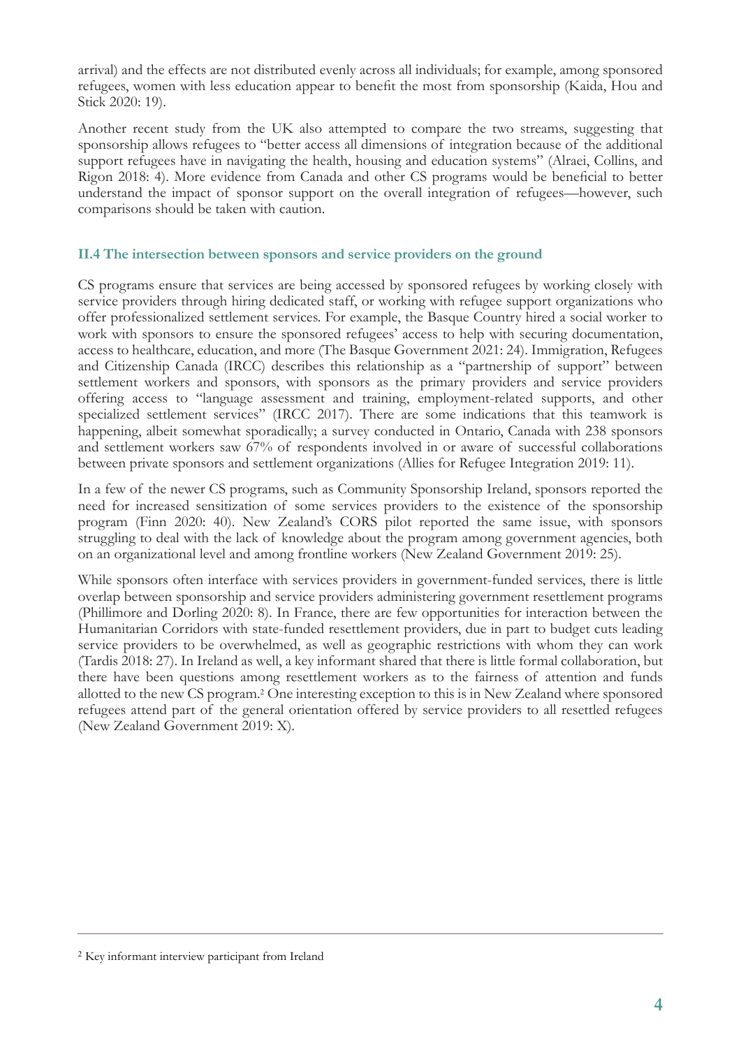arrival) and the effects are not distributed evenly across all individuals; for example, among sponsored refugees, women with less education appear to benefit the most from sponsorship (Kaida, Hou and Stick 2020: 19).

Another recent study from the UK also attempted to compare the two streams, suggesting that sponsorship allows refugees to "better access all dimensions of integration because of the additional support refugees have in navigating the health, housing and education systems" (Alraei, Collins, and Rigon 2018: 4). More evidence from Canada and other CS programs would be beneficial to better understand the impact of sponsor support on the overall integration of refugees—however, such comparisons should be taken with caution.

### II.4 The intersection between sponsors and service providers on the ground

CS programs ensure that services are being accessed by sponsored refugees by working closely with service providers through hiring dedicated staff, or working with refugee support organizations who offer professionalized settlement services. For example, the Basque Country hired a social worker to work with sponsors to ensure the sponsored refugees' access to help with securing documentation, access to healthcare, education, and more (The Basque Government 2021: 24). Immigration, Refugees and Citizenship Canada (IRCC) describes this relationship as a "partnership of support" between settlement workers and sponsors, with sponsors as the primary providers and service providers offering access to "language assessment and training, employment-related supports, and other specialized settlement services" (IRCC 2017). There are some indications that this teamwork is happening, albeit somewhat sporadically; a survey conducted in Ontario, Canada with 238 sponsors and settlement workers saw 67% of respondents involved in or aware of successful collaborations between private sponsors and settlement organizations (Allies for Refugee Integration 2019: 11).

In a few of the newer CS programs, such as Community Sponsorship Ireland, sponsors reported the need for increased sensitization of some services providers to the existence of the sponsorship program (Finn 2020: 40). New Zealand's CORS pilot reported the same issue, with sponsors struggling to deal with the lack of knowledge about the program among government agencies, both on an organizational level and among frontline workers (New Zealand Government 2019: 25).

While sponsors often interface with services providers in government-funded services, there is little overlap between sponsorship and service providers administering government resettlement programs (Phillimore and Dorling 2020: 8). In France, there are few opportunities for interaction between the Humanitarian Corridors with state-funded resettlement providers, due in part to budget cuts leading service providers to be overwhelmed, as well as geographic restrictions with whom they can work (Tardis 2018: 27). In Ireland as well, a key informant shared that there is little formal collaboration, but there have been questions among resettlement workers as to the fairness of attention and funds allotted to the new CS program.[2] One interesting exception to this is in New Zealand where sponsored refugees attend part of the general orientation offered by service providers to all resettled refugees (New Zealand Government 2019: X).

[2] Key informant interview participant from Ireland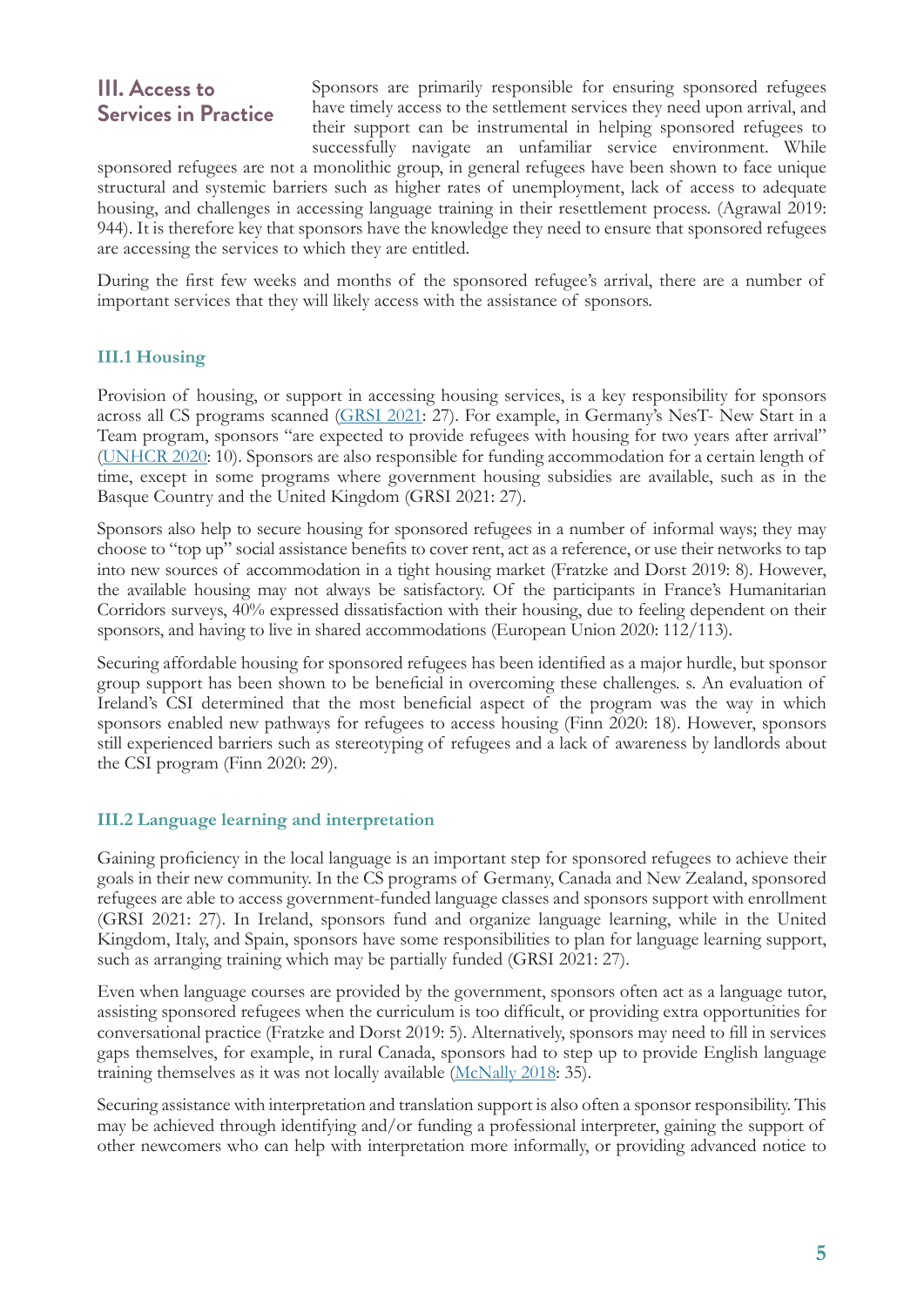## III. Access to Services in Practice

Sponsors are primarily responsible for ensuring sponsored refugees have timely access to the settlement services they need upon arrival, and their support can be instrumental in helping sponsored refugees to successfully navigate an unfamiliar service environment. While sponsored refugees are not a monolithic group, in general refugees have been shown to face unique structural and systemic barriers such as higher rates of unemployment, lack of access to adequate housing, and challenges in accessing language training in their resettlement process. (Agrawal 2019: 944). It is therefore key that sponsors have the knowledge they need to ensure that sponsored refugees are accessing the services to which they are entitled.

During the first few weeks and months of the sponsored refugee's arrival, there are a number of important services that they will likely access with the assistance of sponsors.

### III.1 Housing

Provision of housing, or support in accessing housing services, is a key responsibility for sponsors across all CS programs scanned (GRSI 2021: 27). For example, in Germany's NesT- New Start in a Team program, sponsors "are expected to provide refugees with housing for two years after arrival" (UNHCR 2020: 10). Sponsors are also responsible for funding accommodation for a certain length of time, except in some programs where government housing subsidies are available, such as in the Basque Country and the United Kingdom (GRSI 2021: 27).

Sponsors also help to secure housing for sponsored refugees in a number of informal ways; they may choose to "top up" social assistance benefits to cover rent, act as a reference, or use their networks to tap into new sources of accommodation in a tight housing market (Fratzke and Dorst 2019: 8). However, the available housing may not always be satisfactory. Of the participants in France's Humanitarian Corridors surveys, 40% expressed dissatisfaction with their housing, due to feeling dependent on their sponsors, and having to live in shared accommodations (European Union 2020: 112/113).

Securing affordable housing for sponsored refugees has been identified as a major hurdle, but sponsor group support has been shown to be beneficial in overcoming these challenges. s. An evaluation of Ireland's CSI determined that the most beneficial aspect of the program was the way in which sponsors enabled new pathways for refugees to access housing (Finn 2020: 18). However, sponsors still experienced barriers such as stereotyping of refugees and a lack of awareness by landlords about the CSI program (Finn 2020: 29).

### III.2 Language learning and interpretation

Gaining proficiency in the local language is an important step for sponsored refugees to achieve their goals in their new community. In the CS programs of Germany, Canada and New Zealand, sponsored refugees are able to access government-funded language classes and sponsors support with enrollment (GRSI 2021: 27). In Ireland, sponsors fund and organize language learning, while in the United Kingdom, Italy, and Spain, sponsors have some responsibilities to plan for language learning support, such as arranging training which may be partially funded (GRSI 2021: 27).

Even when language courses are provided by the government, sponsors often act as a language tutor, assisting sponsored refugees when the curriculum is too difficult, or providing extra opportunities for conversational practice (Fratzke and Dorst 2019: 5). Alternatively, sponsors may need to fill in services gaps themselves, for example, in rural Canada, sponsors had to step up to provide English language training themselves as it was not locally available (McNally 2018: 35).

Securing assistance with interpretation and translation support is also often a sponsor responsibility. This may be achieved through identifying and/or funding a professional interpreter, gaining the support of other newcomers who can help with interpretation more informally, or providing advanced notice to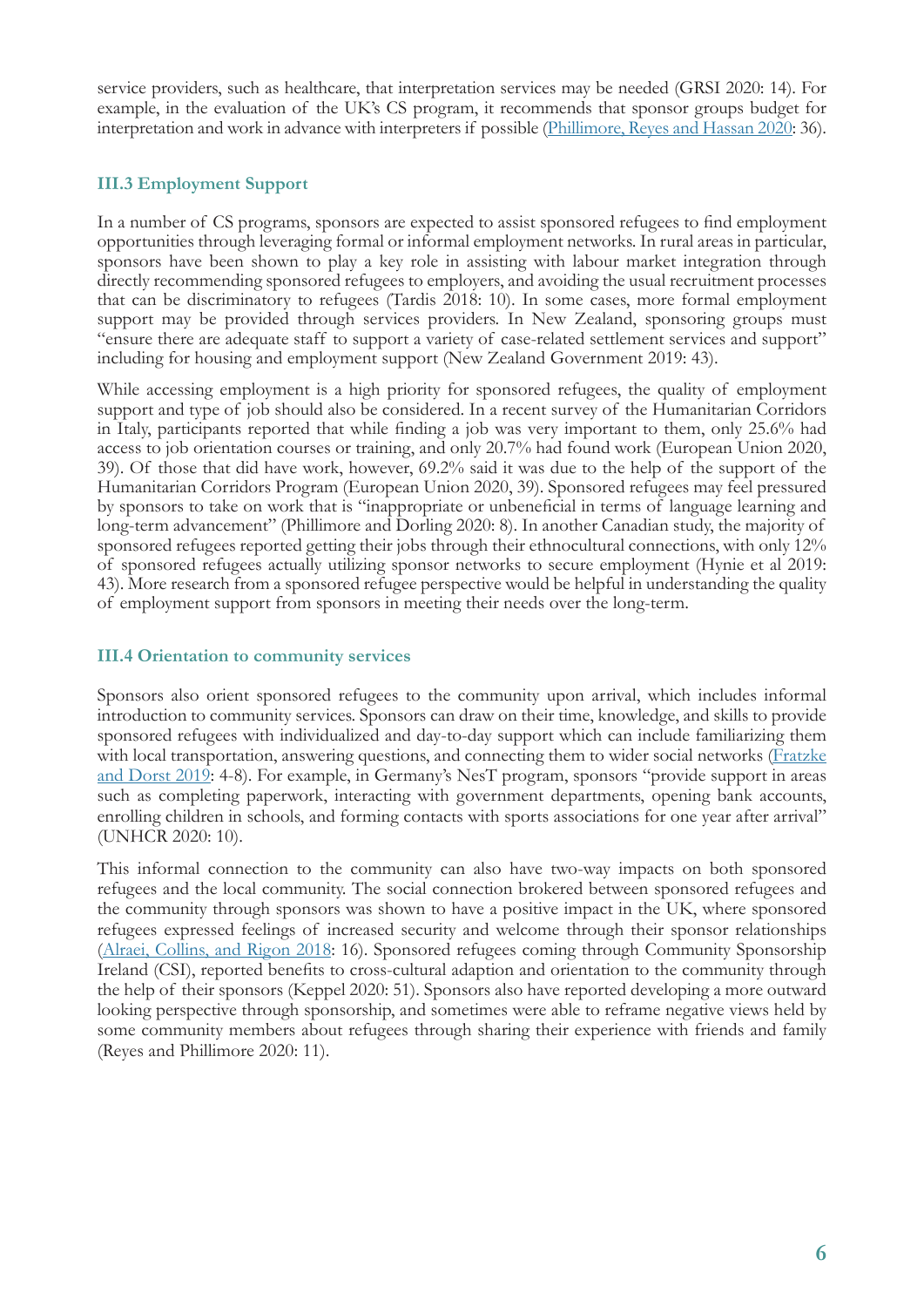service providers, such as healthcare, that interpretation services may be needed (GRSI 2020: 14). For example, in the evaluation of the UK's CS program, it recommends that sponsor groups budget for interpretation and work in advance with interpreters if possible (Phillimore, Reyes and Hassan 2020: 36).

### III.3 Employment Support

In a number of CS programs, sponsors are expected to assist sponsored refugees to find employment opportunities through leveraging formal or informal employment networks. In rural areas in particular, sponsors have been shown to play a key role in assisting with labour market integration through directly recommending sponsored refugees to employers, and avoiding the usual recruitment processes that can be discriminatory to refugees (Tardis 2018: 10). In some cases, more formal employment support may be provided through services providers. In New Zealand, sponsoring groups must "ensure there are adequate staff to support a variety of case-related settlement services and support" including for housing and employment support (New Zealand Government 2019: 43).

While accessing employment is a high priority for sponsored refugees, the quality of employment support and type of job should also be considered. In a recent survey of the Humanitarian Corridors in Italy, participants reported that while finding a job was very important to them, only 25.6% had access to job orientation courses or training, and only 20.7% had found work (European Union 2020, 39). Of those that did have work, however, 69.2% said it was due to the help of the support of the Humanitarian Corridors Program (European Union 2020, 39). Sponsored refugees may feel pressured by sponsors to take on work that is "inappropriate or unbeneficial in terms of language learning and long-term advancement" (Phillimore and Dorling 2020: 8). In another Canadian study, the majority of sponsored refugees reported getting their jobs through their ethnocultural connections, with only 12% of sponsored refugees actually utilizing sponsor networks to secure employment (Hynie et al 2019: 43). More research from a sponsored refugee perspective would be helpful in understanding the quality of employment support from sponsors in meeting their needs over the long-term.

### III.4 Orientation to community services

Sponsors also orient sponsored refugees to the community upon arrival, which includes informal introduction to community services. Sponsors can draw on their time, knowledge, and skills to provide sponsored refugees with individualized and day-to-day support which can include familiarizing them with local transportation, answering questions, and connecting them to wider social networks (Fratzke and Dorst 2019: 4-8). For example, in Germany's NesT program, sponsors "provide support in areas such as completing paperwork, interacting with government departments, opening bank accounts, enrolling children in schools, and forming contacts with sports associations for one year after arrival" (UNHCR 2020: 10).

This informal connection to the community can also have two-way impacts on both sponsored refugees and the local community. The social connection brokered between sponsored refugees and the community through sponsors was shown to have a positive impact in the UK, where sponsored refugees expressed feelings of increased security and welcome through their sponsor relationships (Alraei, Collins, and Rigon 2018: 16). Sponsored refugees coming through Community Sponsorship Ireland (CSI), reported benefits to cross-cultural adaption and orientation to the community through the help of their sponsors (Keppel 2020: 51). Sponsors also have reported developing a more outward looking perspective through sponsorship, and sometimes were able to reframe negative views held by some community members about refugees through sharing their experience with friends and family (Reyes and Phillimore 2020: 11).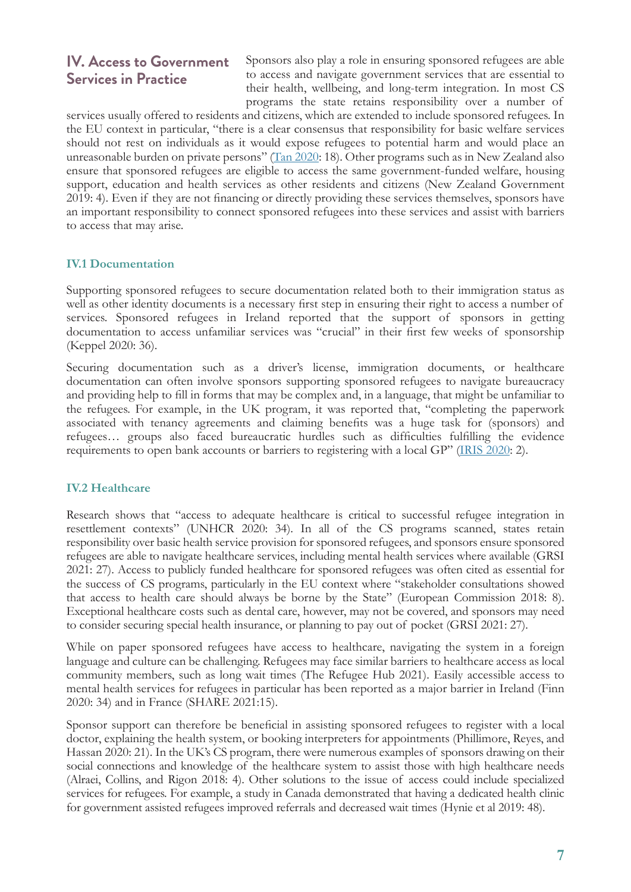## IV. Access to Government Services in Practice

Sponsors also play a role in ensuring sponsored refugees are able to access and navigate government services that are essential to their health, wellbeing, and long-term integration. In most CS programs the state retains responsibility over a number of services usually offered to residents and citizens, which are extended to include sponsored refugees. In the EU context in particular, "there is a clear consensus that responsibility for basic welfare services should not rest on individuals as it would expose refugees to potential harm and would place an unreasonable burden on private persons" (Tan 2020: 18). Other programs such as in New Zealand also ensure that sponsored refugees are eligible to access the same government-funded welfare, housing support, education and health services as other residents and citizens (New Zealand Government 2019: 4). Even if they are not financing or directly providing these services themselves, sponsors have an important responsibility to connect sponsored refugees into these services and assist with barriers to access that may arise.

### IV.1 Documentation

Supporting sponsored refugees to secure documentation related both to their immigration status as well as other identity documents is a necessary first step in ensuring their right to access a number of services. Sponsored refugees in Ireland reported that the support of sponsors in getting documentation to access unfamiliar services was "crucial" in their first few weeks of sponsorship (Keppel 2020: 36).

Securing documentation such as a driver's license, immigration documents, or healthcare documentation can often involve sponsors supporting sponsored refugees to navigate bureaucracy and providing help to fill in forms that may be complex and, in a language, that might be unfamiliar to the refugees. For example, in the UK program, it was reported that, "completing the paperwork associated with tenancy agreements and claiming benefits was a huge task for (sponsors) and refugees… groups also faced bureaucratic hurdles such as difficulties fulfilling the evidence requirements to open bank accounts or barriers to registering with a local GP" (IRIS 2020: 2).

### IV.2 Healthcare

Research shows that "access to adequate healthcare is critical to successful refugee integration in resettlement contexts" (UNHCR 2020: 34). In all of the CS programs scanned, states retain responsibility over basic health service provision for sponsored refugees, and sponsors ensure sponsored refugees are able to navigate healthcare services, including mental health services where available (GRSI 2021: 27). Access to publicly funded healthcare for sponsored refugees was often cited as essential for the success of CS programs, particularly in the EU context where "stakeholder consultations showed that access to health care should always be borne by the State" (European Commission 2018: 8). Exceptional healthcare costs such as dental care, however, may not be covered, and sponsors may need to consider securing special health insurance, or planning to pay out of pocket (GRSI 2021: 27).

While on paper sponsored refugees have access to healthcare, navigating the system in a foreign language and culture can be challenging. Refugees may face similar barriers to healthcare access as local community members, such as long wait times (The Refugee Hub 2021). Easily accessible access to mental health services for refugees in particular has been reported as a major barrier in Ireland (Finn 2020: 34) and in France (SHARE 2021:15).

Sponsor support can therefore be beneficial in assisting sponsored refugees to register with a local doctor, explaining the health system, or booking interpreters for appointments (Phillimore, Reyes, and Hassan 2020: 21). In the UK's CS program, there were numerous examples of sponsors drawing on their social connections and knowledge of the healthcare system to assist those with high healthcare needs (Alraei, Collins, and Rigon 2018: 4). Other solutions to the issue of access could include specialized services for refugees. For example, a study in Canada demonstrated that having a dedicated health clinic for government assisted refugees improved referrals and decreased wait times (Hynie et al 2019: 48).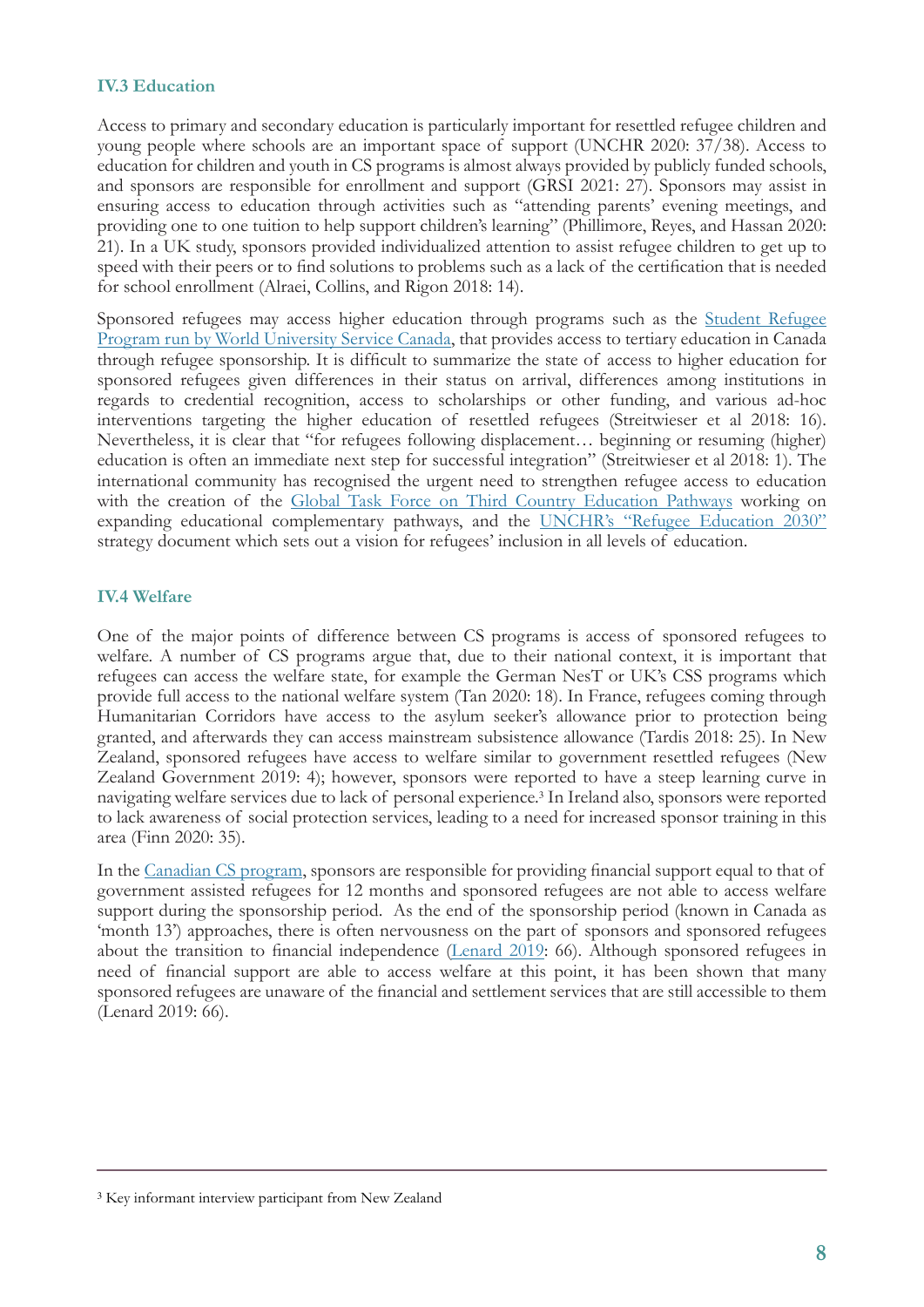### IV.3 Education

Access to primary and secondary education is particularly important for resettled refugee children and young people where schools are an important space of support (UNCHR 2020: 37/38). Access to education for children and youth in CS programs is almost always provided by publicly funded schools, and sponsors are responsible for enrollment and support (GRSI 2021: 27). Sponsors may assist in ensuring access to education through activities such as "attending parents' evening meetings, and providing one to one tuition to help support children's learning" (Phillimore, Reyes, and Hassan 2020: 21). In a UK study, sponsors provided individualized attention to assist refugee children to get up to speed with their peers or to find solutions to problems such as a lack of the certification that is needed for school enrollment (Alraei, Collins, and Rigon 2018: 14).

Sponsored refugees may access higher education through programs such as the Student Refugee Program run by World University Service Canada, that provides access to tertiary education in Canada through refugee sponsorship. It is difficult to summarize the state of access to higher education for sponsored refugees given differences in their status on arrival, differences among institutions in regards to credential recognition, access to scholarships or other funding, and various ad-hoc interventions targeting the higher education of resettled refugees (Streitwieser et al 2018: 16). Nevertheless, it is clear that "for refugees following displacement… beginning or resuming (higher) education is often an immediate next step for successful integration" (Streitwieser et al 2018: 1). The international community has recognised the urgent need to strengthen refugee access to education with the creation of the Global Task Force on Third Country Education Pathways working on expanding educational complementary pathways, and the UNCHR's "Refugee Education 2030" strategy document which sets out a vision for refugees' inclusion in all levels of education.

### IV.4 Welfare

One of the major points of difference between CS programs is access of sponsored refugees to welfare. A number of CS programs argue that, due to their national context, it is important that refugees can access the welfare state, for example the German NesT or UK's CSS programs which provide full access to the national welfare system (Tan 2020: 18). In France, refugees coming through Humanitarian Corridors have access to the asylum seeker's allowance prior to protection being granted, and afterwards they can access mainstream subsistence allowance (Tardis 2018: 25). In New Zealand, sponsored refugees have access to welfare similar to government resettled refugees (New Zealand Government 2019: 4); however, sponsors were reported to have a steep learning curve in navigating welfare services due to lack of personal experience.[3] In Ireland also, sponsors were reported to lack awareness of social protection services, leading to a need for increased sponsor training in this area (Finn 2020: 35).

In the Canadian CS program, sponsors are responsible for providing financial support equal to that of government assisted refugees for 12 months and sponsored refugees are not able to access welfare support during the sponsorship period. As the end of the sponsorship period (known in Canada as 'month 13') approaches, there is often nervousness on the part of sponsors and sponsored refugees about the transition to financial independence (Lenard 2019: 66). Although sponsored refugees in need of financial support are able to access welfare at this point, it has been shown that many sponsored refugees are unaware of the financial and settlement services that are still accessible to them (Lenard 2019: 66).

---

[3] Key informant interview participant from New Zealand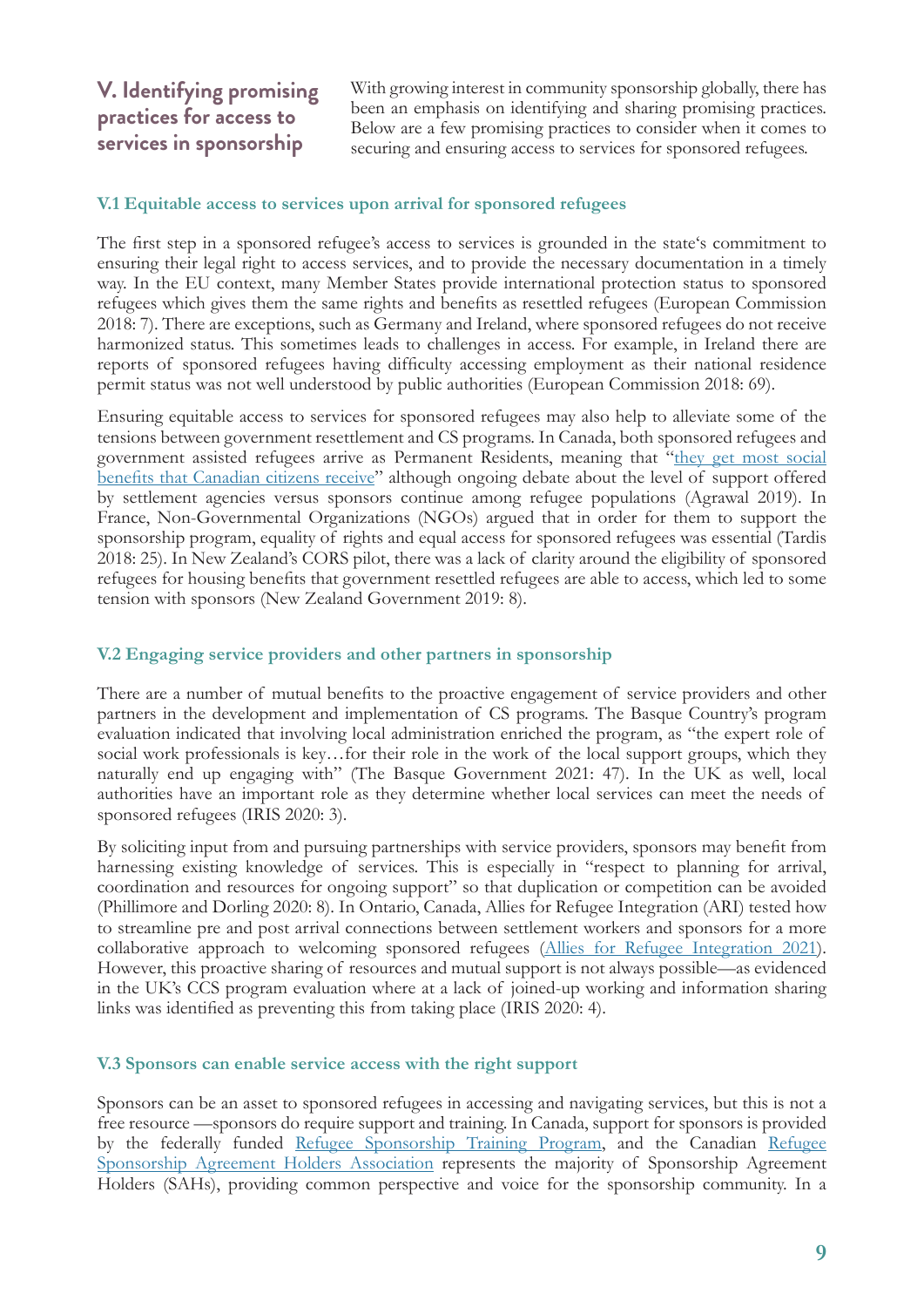## V. Identifying promising practices for access to services in sponsorship

With growing interest in community sponsorship globally, there has been an emphasis on identifying and sharing promising practices. Below are a few promising practices to consider when it comes to securing and ensuring access to services for sponsored refugees.

### V.1 Equitable access to services upon arrival for sponsored refugees

The first step in a sponsored refugee's access to services is grounded in the state's commitment to ensuring their legal right to access services, and to provide the necessary documentation in a timely way. In the EU context, many Member States provide international protection status to sponsored refugees which gives them the same rights and benefits as resettled refugees (European Commission 2018: 7). There are exceptions, such as Germany and Ireland, where sponsored refugees do not receive harmonized status. This sometimes leads to challenges in access. For example, in Ireland there are reports of sponsored refugees having difficulty accessing employment as their national residence permit status was not well understood by public authorities (European Commission 2018: 69).

Ensuring equitable access to services for sponsored refugees may also help to alleviate some of the tensions between government resettlement and CS programs. In Canada, both sponsored refugees and government assisted refugees arrive as Permanent Residents, meaning that "they get most social benefits that Canadian citizens receive" although ongoing debate about the level of support offered by settlement agencies versus sponsors continue among refugee populations (Agrawal 2019). In France, Non-Governmental Organizations (NGOs) argued that in order for them to support the sponsorship program, equality of rights and equal access for sponsored refugees was essential (Tardis 2018: 25). In New Zealand's CORS pilot, there was a lack of clarity around the eligibility of sponsored refugees for housing benefits that government resettled refugees are able to access, which led to some tension with sponsors (New Zealand Government 2019: 8).

### V.2 Engaging service providers and other partners in sponsorship

There are a number of mutual benefits to the proactive engagement of service providers and other partners in the development and implementation of CS programs. The Basque Country's program evaluation indicated that involving local administration enriched the program, as "the expert role of social work professionals is key…for their role in the work of the local support groups, which they naturally end up engaging with" (The Basque Government 2021: 47). In the UK as well, local authorities have an important role as they determine whether local services can meet the needs of sponsored refugees (IRIS 2020: 3).

By soliciting input from and pursuing partnerships with service providers, sponsors may benefit from harnessing existing knowledge of services. This is especially in "respect to planning for arrival, coordination and resources for ongoing support" so that duplication or competition can be avoided (Phillimore and Dorling 2020: 8). In Ontario, Canada, Allies for Refugee Integration (ARI) tested how to streamline pre and post arrival connections between settlement workers and sponsors for a more collaborative approach to welcoming sponsored refugees (Allies for Refugee Integration 2021). However, this proactive sharing of resources and mutual support is not always possible—as evidenced in the UK's CCS program evaluation where at a lack of joined-up working and information sharing links was identified as preventing this from taking place (IRIS 2020: 4).

### V.3 Sponsors can enable service access with the right support

Sponsors can be an asset to sponsored refugees in accessing and navigating services, but this is not a free resource —sponsors do require support and training. In Canada, support for sponsors is provided by the federally funded Refugee Sponsorship Training Program, and the Canadian Refugee Sponsorship Agreement Holders Association represents the majority of Sponsorship Agreement Holders (SAHs), providing common perspective and voice for the sponsorship community. In a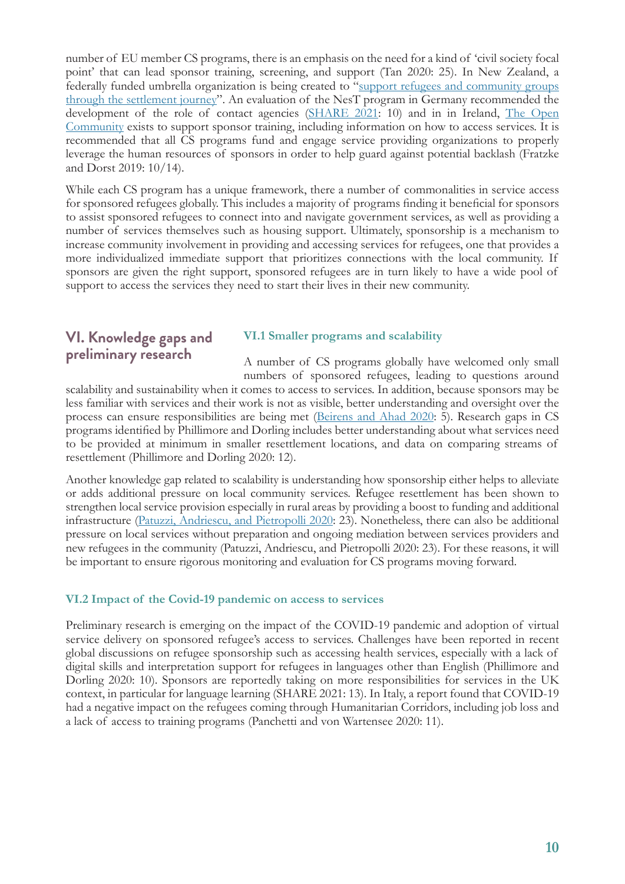number of EU member CS programs, there is an emphasis on the need for a kind of 'civil society focal point' that can lead sponsor training, screening, and support (Tan 2020: 25). In New Zealand, a federally funded umbrella organization is being created to "support refugees and community groups through the settlement journey". An evaluation of the NesT program in Germany recommended the development of the role of contact agencies (SHARE 2021: 10) and in in Ireland, The Open Community exists to support sponsor training, including information on how to access services. It is recommended that all CS programs fund and engage service providing organizations to properly leverage the human resources of sponsors in order to help guard against potential backlash (Fratzke and Dorst 2019: 10/14).

While each CS program has a unique framework, there a number of commonalities in service access for sponsored refugees globally. This includes a majority of programs finding it beneficial for sponsors to assist sponsored refugees to connect into and navigate government services, as well as providing a number of services themselves such as housing support. Ultimately, sponsorship is a mechanism to increase community involvement in providing and accessing services for refugees, one that provides a more individualized immediate support that prioritizes connections with the local community. If sponsors are given the right support, sponsored refugees are in turn likely to have a wide pool of support to access the services they need to start their lives in their new community.

## VI. Knowledge gaps and preliminary research

### VI.1 Smaller programs and scalability

A number of CS programs globally have welcomed only small numbers of sponsored refugees, leading to questions around scalability and sustainability when it comes to access to services. In addition, because sponsors may be less familiar with services and their work is not as visible, better understanding and oversight over the process can ensure responsibilities are being met (Beirens and Ahad 2020: 5). Research gaps in CS programs identified by Phillimore and Dorling includes better understanding about what services need to be provided at minimum in smaller resettlement locations, and data on comparing streams of resettlement (Phillimore and Dorling 2020: 12).

Another knowledge gap related to scalability is understanding how sponsorship either helps to alleviate or adds additional pressure on local community services. Refugee resettlement has been shown to strengthen local service provision especially in rural areas by providing a boost to funding and additional infrastructure (Patuzzi, Andriescu, and Pietropolli 2020: 23). Nonetheless, there can also be additional pressure on local services without preparation and ongoing mediation between services providers and new refugees in the community (Patuzzi, Andriescu, and Pietropolli 2020: 23). For these reasons, it will be important to ensure rigorous monitoring and evaluation for CS programs moving forward.

### VI.2 Impact of the Covid-19 pandemic on access to services

Preliminary research is emerging on the impact of the COVID-19 pandemic and adoption of virtual service delivery on sponsored refugee's access to services. Challenges have been reported in recent global discussions on refugee sponsorship such as accessing health services, especially with a lack of digital skills and interpretation support for refugees in languages other than English (Phillimore and Dorling 2020: 10). Sponsors are reportedly taking on more responsibilities for services in the UK context, in particular for language learning (SHARE 2021: 13). In Italy, a report found that COVID-19 had a negative impact on the refugees coming through Humanitarian Corridors, including job loss and a lack of access to training programs (Panchetti and von Wartensee 2020: 11).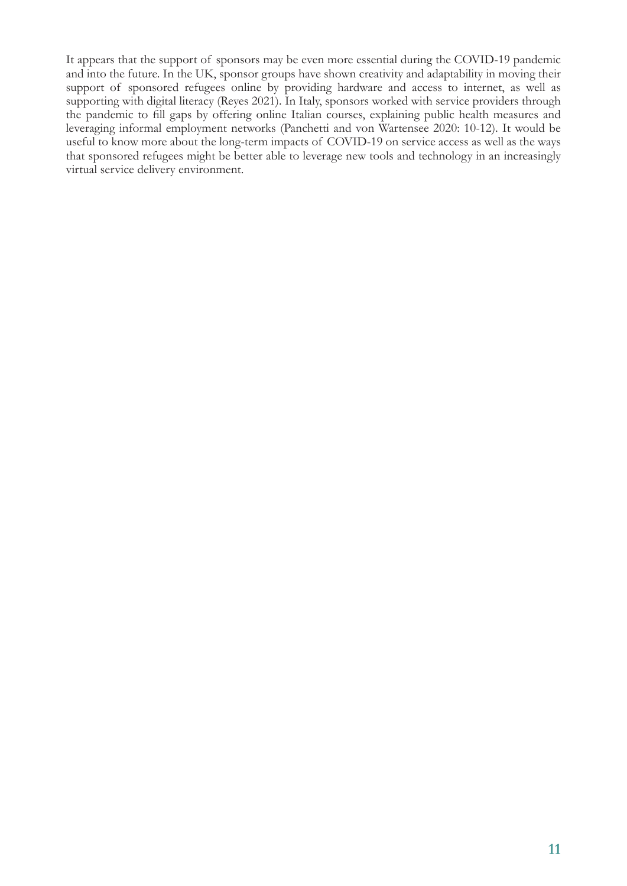It appears that the support of sponsors may be even more essential during the COVID-19 pandemic and into the future. In the UK, sponsor groups have shown creativity and adaptability in moving their support of sponsored refugees online by providing hardware and access to internet, as well as supporting with digital literacy (Reyes 2021). In Italy, sponsors worked with service providers through the pandemic to fill gaps by offering online Italian courses, explaining public health measures and leveraging informal employment networks (Panchetti and von Wartensee 2020: 10-12). It would be useful to know more about the long-term impacts of COVID-19 on service access as well as the ways that sponsored refugees might be better able to leverage new tools and technology in an increasingly virtual service delivery environment.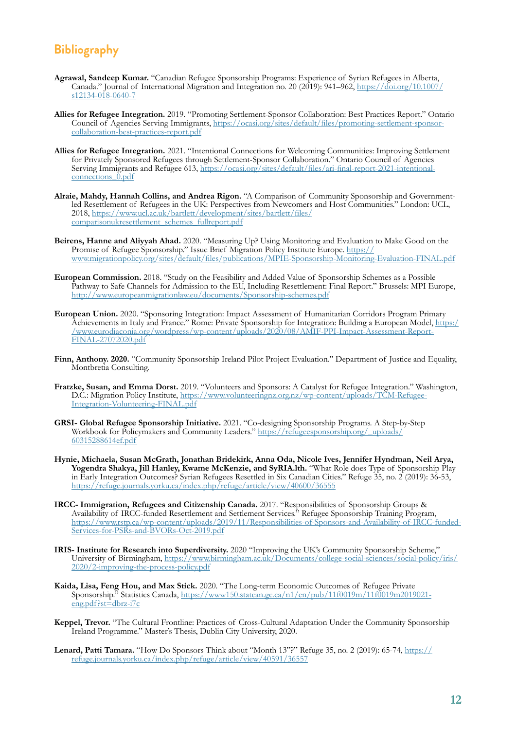## Bibliography

**Agrawal, Sandeep Kumar.** "Canadian Refugee Sponsorship Programs: Experience of Syrian Refugees in Alberta, Canada." Journal of International Migration and Integration no. 20 (2019): 941–962, https://doi.org/10.1007/s12134-018-0640-7

**Allies for Refugee Integration.** 2019. "Promoting Settlement-Sponsor Collaboration: Best Practices Report." Ontario Council of Agencies Serving Immigrants, https://ocasi.org/sites/default/files/promoting-settlement-sponsor-collaboration-best-practices-report.pdf

**Allies for Refugee Integration.** 2021. "Intentional Connections for Welcoming Communities: Improving Settlement for Privately Sponsored Refugees through Settlement-Sponsor Collaboration." Ontario Council of Agencies Serving Immigrants and Refugee 613, https://ocasi.org/sites/default/files/ari-final-report-2021-intentional-connections_0.pdf

**Alraie, Mahdy, Hannah Collins, and Andrea Rigon.** "A Comparison of Community Sponsorship and Government-led Resettlement of Refugees in the UK: Perspectives from Newcomers and Host Communities." London: UCL, 2018, https://www.ucl.ac.uk/bartlett/development/sites/bartlett/files/comparisonukresettlement_schemes_fullreport.pdf

**Beirens, Hanne and Aliyyah Ahad.** 2020. "Measuring Up? Using Monitoring and Evaluation to Make Good on the Promise of Refugee Sponsorship." Issue Brief Migration Policy Institute Europe. https://www.migrationpolicy.org/sites/default/files/publications/MPIE-Sponsorship-Monitoring-Evaluation-FINAL.pdf

**European Commission.** 2018. "Study on the Feasibility and Added Value of Sponsorship Schemes as a Possible Pathway to Safe Channels for Admission to the EU, Including Resettlement: Final Report." Brussels: MPI Europe, http://www.europeanmigrationlaw.eu/documents/Sponsorship-schemes.pdf

**European Union.** 2020. "Sponsoring Integration: Impact Assessment of Humanitarian Corridors Program Primary Achievements in Italy and France." Rome: Private Sponsorship for Integration: Building a European Model, https://www.eurodiaconia.org/wordpress/wp-content/uploads/2020/08/AMIF-PPI-Impact-Assessment-Report-FINAL-27072020.pdf

**Finn, Anthony. 2020.** "Community Sponsorship Ireland Pilot Project Evaluation." Department of Justice and Equality, Montbretia Consulting.

**Fratzke, Susan, and Emma Dorst.** 2019. "Volunteers and Sponsors: A Catalyst for Refugee Integration." Washington, D.C.: Migration Policy Institute, https://www.volunteeringnz.org.nz/wp-content/uploads/TCM-Refugee-Integration-Volunteering-FINAL.pdf

**GRSI- Global Refugee Sponsorship Initiative.** 2021. "Co-designing Sponsorship Programs. A Step-by-Step Workbook for Policymakers and Community Leaders." https://refugeesponsorship.org/_uploads/60315288614ef.pdf

**Hynie, Michaela, Susan McGrath, Jonathan Bridekirk, Anna Oda, Nicole Ives, Jennifer Hyndman, Neil Arya, Yogendra Shakya, Jill Hanley, Kwame McKenzie, and SyRIA.lth.** "What Role does Type of Sponsorship Play in Early Integration Outcomes? Syrian Refugees Resettled in Six Canadian Cities." Refuge 35, no. 2 (2019): 36-53, https://refuge.journals.yorku.ca/index.php/refuge/article/view/40600/36555

**IRCC- Immigration, Refugees and Citizenship Canada.** 2017. "Responsibilities of Sponsorship Groups & Availability of IRCC-funded Resettlement and Settlement Services." Refugee Sponsorship Training Program, https://www.rstp.ca/wp-content/uploads/2019/11/Responsibilities-of-Sponsors-and-Availability-of-IRCC-funded-Services-for-PSRs-and-BVORs-Oct-2019.pdf

**IRIS- Institute for Research into Superdiversity.** 2020 "Improving the UK's Community Sponsorship Scheme," University of Birmingham, https://www.birmingham.ac.uk/Documents/college-social-sciences/social-policy/iris/2020/2-improving-the-process-policy.pdf

**Kaida, Lisa, Feng Hou, and Max Stick.** 2020. "The Long-term Economic Outcomes of Refugee Private Sponsorship." Statistics Canada, https://www150.statcan.gc.ca/n1/en/pub/11f0019m/11f0019m2019021-eng.pdf?st=dbrz-i7c

**Keppel, Trevor.** "The Cultural Frontline: Practices of Cross-Cultural Adaptation Under the Community Sponsorship Ireland Programme." Master's Thesis, Dublin City University, 2020.

**Lenard, Patti Tamara.** "How Do Sponsors Think about "Month 13"?" Refuge 35, no. 2 (2019): 65-74, https://refuge.journals.yorku.ca/index.php/refuge/article/view/40591/36557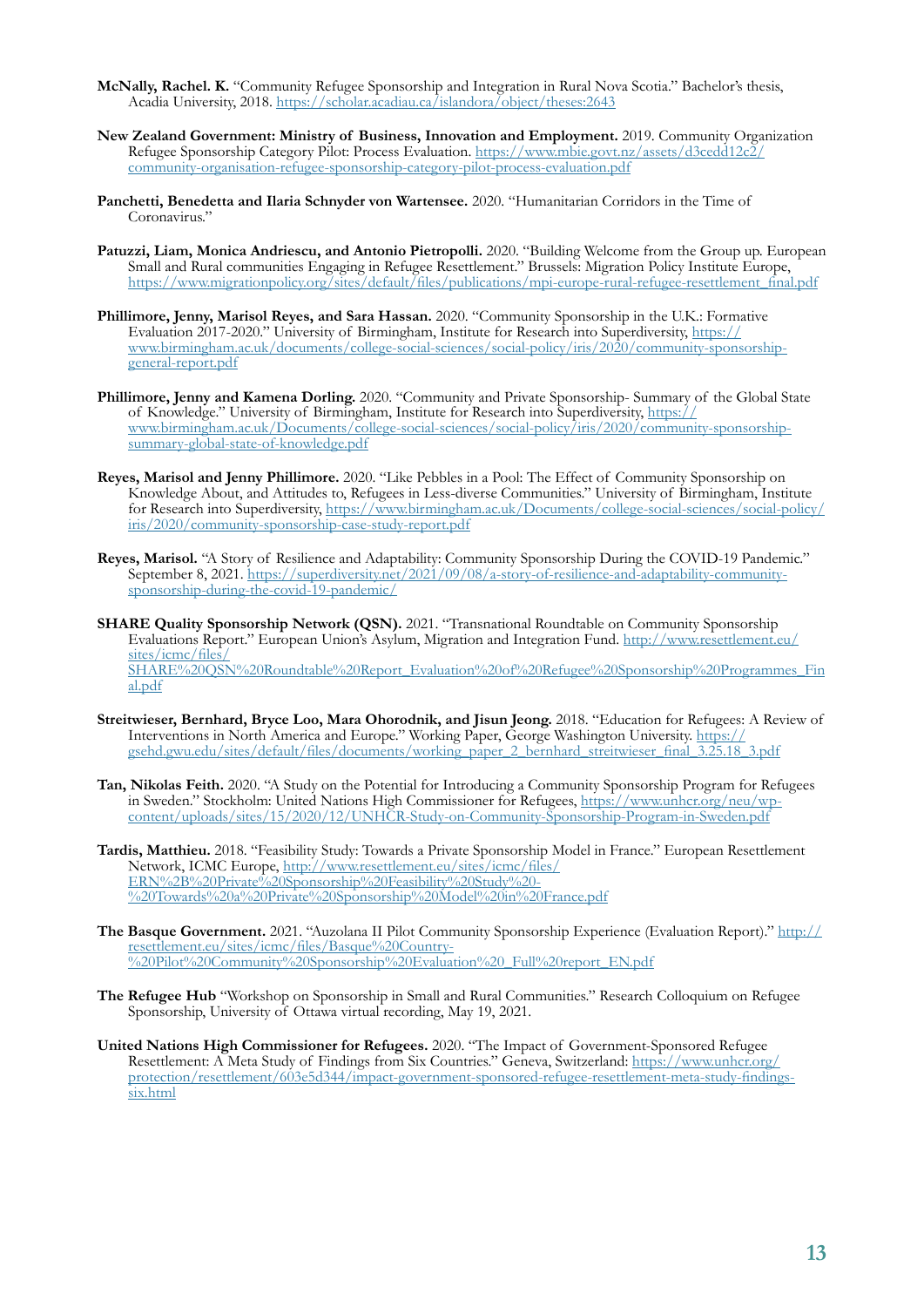**McNally, Rachel. K.** "Community Refugee Sponsorship and Integration in Rural Nova Scotia." Bachelor's thesis, Acadia University, 2018. https://scholar.acadiau.ca/islandora/object/theses:2643

**New Zealand Government: Ministry of Business, Innovation and Employment.** 2019. Community Organization Refugee Sponsorship Category Pilot: Process Evaluation. https://www.mbie.govt.nz/assets/d3cedd12c2/community-organisation-refugee-sponsorship-category-pilot-process-evaluation.pdf

**Panchetti, Benedetta and Ilaria Schnyder von Wartensee.** 2020. "Humanitarian Corridors in the Time of Coronavirus."

**Patuzzi, Liam, Monica Andriescu, and Antonio Pietropolli.** 2020. "Building Welcome from the Group up. European Small and Rural communities Engaging in Refugee Resettlement." Brussels: Migration Policy Institute Europe, https://www.migrationpolicy.org/sites/default/files/publications/mpi-europe-rural-refugee-resettlement_final.pdf

**Phillimore, Jenny, Marisol Reyes, and Sara Hassan.** 2020. "Community Sponsorship in the U.K.: Formative Evaluation 2017-2020." University of Birmingham, Institute for Research into Superdiversity, https://www.birmingham.ac.uk/documents/college-social-sciences/social-policy/iris/2020/community-sponsorship-general-report.pdf

**Phillimore, Jenny and Kamena Dorling.** 2020. "Community and Private Sponsorship- Summary of the Global State of Knowledge." University of Birmingham, Institute for Research into Superdiversity, https://www.birmingham.ac.uk/Documents/college-social-sciences/social-policy/iris/2020/community-sponsorship-summary-global-state-of-knowledge.pdf

**Reyes, Marisol and Jenny Phillimore.** 2020. "Like Pebbles in a Pool: The Effect of Community Sponsorship on Knowledge About, and Attitudes to, Refugees in Less-diverse Communities." University of Birmingham, Institute for Research into Superdiversity, https://www.birmingham.ac.uk/Documents/college-social-sciences/social-policy/iris/2020/community-sponsorship-case-study-report.pdf

**Reyes, Marisol.** "A Story of Resilience and Adaptability: Community Sponsorship During the COVID-19 Pandemic." September 8, 2021. https://superdiversity.net/2021/09/08/a-story-of-resilience-and-adaptability-community-sponsorship-during-the-covid-19-pandemic/

**SHARE Quality Sponsorship Network (QSN).** 2021. "Transnational Roundtable on Community Sponsorship Evaluations Report." European Union's Asylum, Migration and Integration Fund. http://www.resettlement.eu/sites/icmc/files/SHARE%20QSN%20Roundtable%20Report_Evaluation%20of%20Refugee%20Sponsorship%20Programmes_Final.pdf

**Streitwieser, Bernhard, Bryce Loo, Mara Ohorodnik, and Jisun Jeong.** 2018. "Education for Refugees: A Review of Interventions in North America and Europe." Working Paper, George Washington University. https://gsehd.gwu.edu/sites/default/files/documents/working_paper_2_bernhard_streitwieser_final_3.25.18_3.pdf

**Tan, Nikolas Feith.** 2020. "A Study on the Potential for Introducing a Community Sponsorship Program for Refugees in Sweden." Stockholm: United Nations High Commissioner for Refugees, https://www.unhcr.org/neu/wp-content/uploads/sites/15/2020/12/UNHCR-Study-on-Community-Sponsorship-Program-in-Sweden.pdf

**Tardis, Matthieu.** 2018. "Feasibility Study: Towards a Private Sponsorship Model in France." European Resettlement Network, ICMC Europe, http://www.resettlement.eu/sites/icmc/files/ERN%2B%20Private%20Sponsorship%20Feasibility%20Study%20-%20Towards%20a%20Private%20Sponsorship%20Model%20in%20France.pdf

**The Basque Government.** 2021. "Auzolana II Pilot Community Sponsorship Experience (Evaluation Report)." http://resettlement.eu/sites/icmc/files/Basque%20Country-%20Pilot%20Community%20Sponsorship%20Evaluation%20_Full%20report_EN.pdf

**The Refugee Hub** "Workshop on Sponsorship in Small and Rural Communities." Research Colloquium on Refugee Sponsorship, University of Ottawa virtual recording, May 19, 2021.

**United Nations High Commissioner for Refugees.** 2020. "The Impact of Government-Sponsored Refugee Resettlement: A Meta Study of Findings from Six Countries." Geneva, Switzerland: https://www.unhcr.org/protection/resettlement/603e5d344/impact-government-sponsored-refugee-resettlement-meta-study-findings-six.html